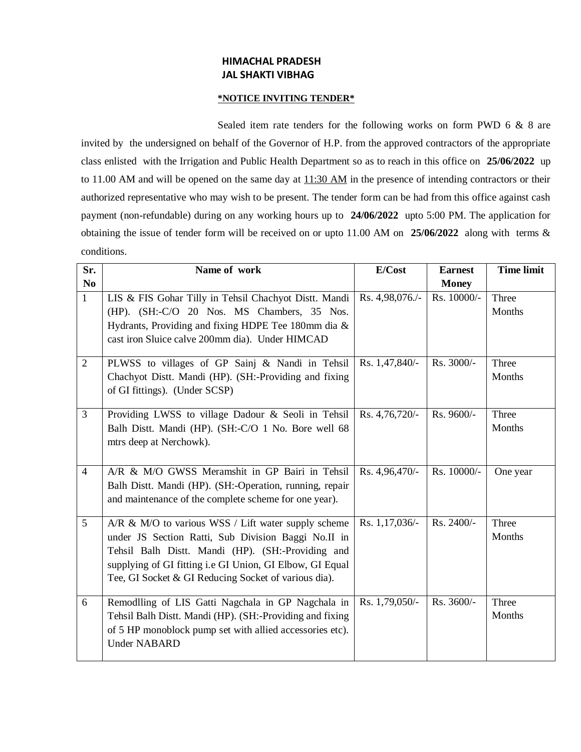**HIMACHAL PRADESH**
**JAL SHAKTI VIBHAG**

***NOTICE INVITING TENDER***

Sealed item rate tenders for the following works on form PWD 6 & 8 are invited by the undersigned on behalf of the Governor of H.P. from the approved contractors of the appropriate class enlisted with the Irrigation and Public Health Department so as to reach in this office on **25/06/2022** up to 11.00 AM and will be opened on the same day at 11:30 AM in the presence of intending contractors or their authorized representative who may wish to be present. The tender form can be had from this office against cash payment (non-refundable) during on any working hours up to **24/06/2022** upto 5:00 PM. The application for obtaining the issue of tender form will be received on or upto 11.00 AM on **25/06/2022** along with terms & conditions.

| Sr. No | Name of work | E/Cost | Earnest Money | Time limit |
|---|---|---|---|---|
| 1 | LIS & FIS Gohar Tilly in Tehsil Chachyot Distt. Mandi (HP). (SH:-C/O 20 Nos. MS Chambers, 35 Nos. Hydrants, Providing and fixing HDPE Tee 180mm dia & cast iron Sluice calve 200mm dia). Under HIMCAD | Rs. 4,98,076./- | Rs. 10000/- | Three Months |
| 2 | PLWSS to villages of GP Sainj & Nandi in Tehsil Chachyot Distt. Mandi (HP). (SH:-Providing and fixing of GI fittings). (Under SCSP) | Rs. 1,47,840/- | Rs. 3000/- | Three Months |
| 3 | Providing LWSS to village Dadour & Seoli in Tehsil Balh Distt. Mandi (HP). (SH:-C/O 1 No. Bore well 68 mtrs deep at Nerchowk). | Rs. 4,76,720/- | Rs. 9600/- | Three Months |
| 4 | A/R & M/O GWSS Meramshit in GP Bairi in Tehsil Balh Distt. Mandi (HP). (SH:-Operation, running, repair and maintenance of the complete scheme for one year). | Rs. 4,96,470/- | Rs. 10000/- | One year |
| 5 | A/R & M/O to various WSS / Lift water supply scheme under JS Section Ratti, Sub Division Baggi No.II in Tehsil Balh Distt. Mandi (HP). (SH:-Providing and supplying of GI fitting i.e GI Union, GI Elbow, GI Equal Tee, GI Socket & GI Reducing Socket of various dia). | Rs. 1,17,036/- | Rs. 2400/- | Three Months |
| 6 | Remodlling of LIS Gatti Nagchala in GP Nagchala in Tehsil Balh Distt. Mandi (HP). (SH:-Providing and fixing of 5 HP monoblock pump set with allied accessories etc). Under NABARD | Rs. 1,79,050/- | Rs. 3600/- | Three Months |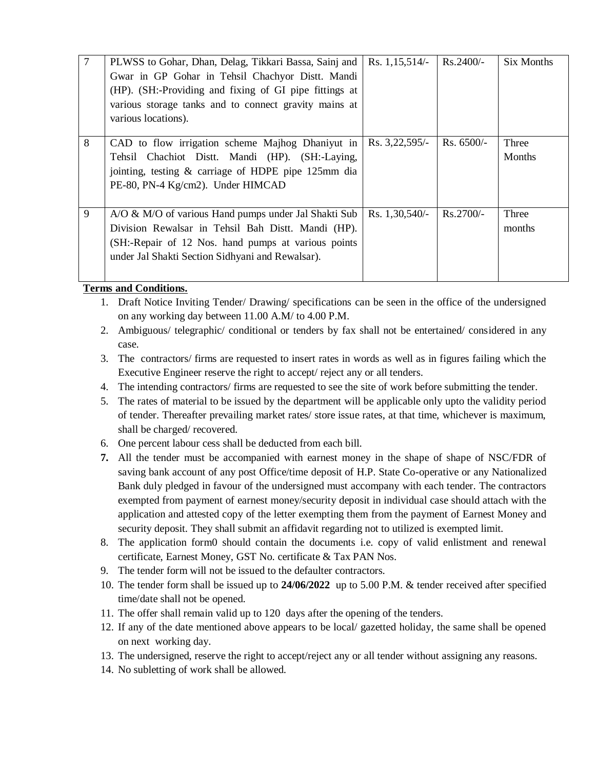| 7 | PLWSS to Gohar, Dhan, Delag, Tikkari Bassa, Sainj and Gwar in GP Gohar in Tehsil Chachyor Distt. Mandi (HP). (SH:-Providing and fixing of GI pipe fittings at various storage tanks and to connect gravity mains at various locations). | Rs. 1,15,514/- | Rs.2400/- | Six Months |
|---|---|---|---|---|
| 8 | CAD to flow irrigation scheme Majhog Dhaniyut in Tehsil Chachiot Distt. Mandi (HP). (SH:-Laying, jointing, testing & carriage of HDPE pipe 125mm dia PE-80, PN-4 Kg/cm2). Under HIMCAD | Rs. 3,22,595/- | Rs. 6500/- | Three Months |
| 9 | A/O & M/O of various Hand pumps under Jal Shakti Sub Division Rewalsar in Tehsil Bah Distt. Mandi (HP). (SH:-Repair of 12 Nos. hand pumps at various points under Jal Shakti Section Sidhyani and Rewalsar). | Rs. 1,30,540/- | Rs.2700/- | Three months |

**Terms and Conditions.**

1. Draft Notice Inviting Tender/ Drawing/ specifications can be seen in the office of the undersigned on any working day between 11.00 A.M/ to 4.00 P.M.
2. Ambiguous/ telegraphic/ conditional or tenders by fax shall not be entertained/ considered in any case.
3. The contractors/ firms are requested to insert rates in words as well as in figures failing which the Executive Engineer reserve the right to accept/ reject any or all tenders.
4. The intending contractors/ firms are requested to see the site of work before submitting the tender.
5. The rates of material to be issued by the department will be applicable only upto the validity period of tender. Thereafter prevailing market rates/ store issue rates, at that time, whichever is maximum, shall be charged/ recovered.
6. One percent labour cess shall be deducted from each bill.
7. All the tender must be accompanied with earnest money in the shape of shape of NSC/FDR of saving bank account of any post Office/time deposit of H.P. State Co-operative or any Nationalized Bank duly pledged in favour of the undersigned must accompany with each tender. The contractors exempted from payment of earnest money/security deposit in individual case should attach with the application and attested copy of the letter exempting them from the payment of Earnest Money and security deposit. They shall submit an affidavit regarding not to utilized is exempted limit.
8. The application form0 should contain the documents i.e. copy of valid enlistment and renewal certificate, Earnest Money, GST No. certificate & Tax PAN Nos.
9. The tender form will not be issued to the defaulter contractors.
10. The tender form shall be issued up to **24/06/2022** up to 5.00 P.M. & tender received after specified time/date shall not be opened.
11. The offer shall remain valid up to 120 days after the opening of the tenders.
12. If any of the date mentioned above appears to be local/ gazetted holiday, the same shall be opened on next working day.
13. The undersigned, reserve the right to accept/reject any or all tender without assigning any reasons.
14. No subletting of work shall be allowed.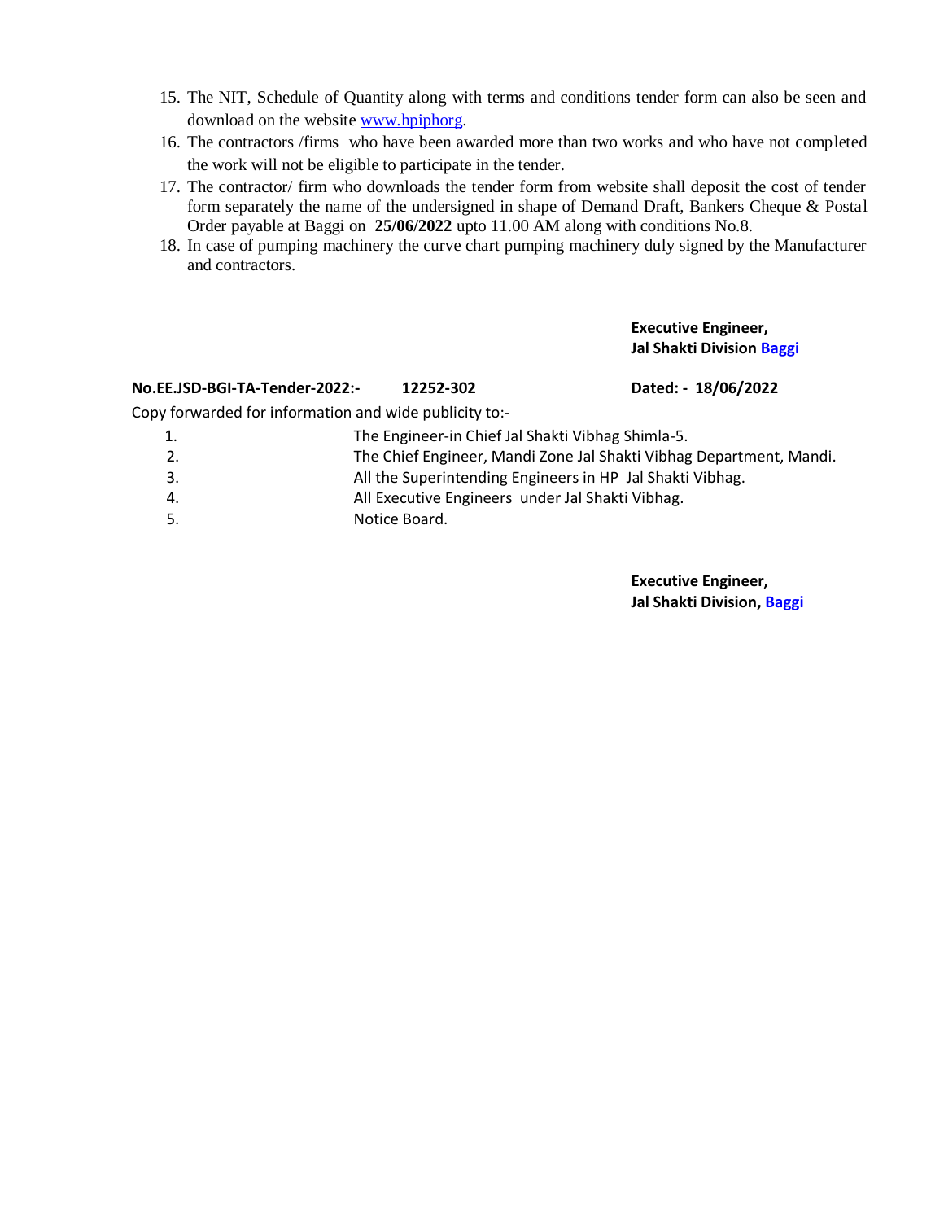15. The NIT, Schedule of Quantity along with terms and conditions tender form can also be seen and download on the website www.hpiphorg.
16. The contractors /firms who have been awarded more than two works and who have not completed the work will not be eligible to participate in the tender.
17. The contractor/ firm who downloads the tender form from website shall deposit the cost of tender form separately the name of the undersigned in shape of Demand Draft, Bankers Cheque & Postal Order payable at Baggi on **25/06/2022** upto 11.00 AM along with conditions No.8.
18. In case of pumping machinery the curve chart pumping machinery duly signed by the Manufacturer and contractors.

**Executive Engineer,**
**Jal Shakti Division Baggi**

**No.EE.JSD-BGI-TA-Tender-2022:- 12252-302 Dated: - 18/06/2022**

Copy forwarded for information and wide publicity to:-

1. The Engineer-in Chief Jal Shakti Vibhag Shimla-5.
2. The Chief Engineer, Mandi Zone Jal Shakti Vibhag Department, Mandi.
3. All the Superintending Engineers in HP Jal Shakti Vibhag.
4. All Executive Engineers under Jal Shakti Vibhag.
5. Notice Board.

**Executive Engineer,**
**Jal Shakti Division, Baggi**